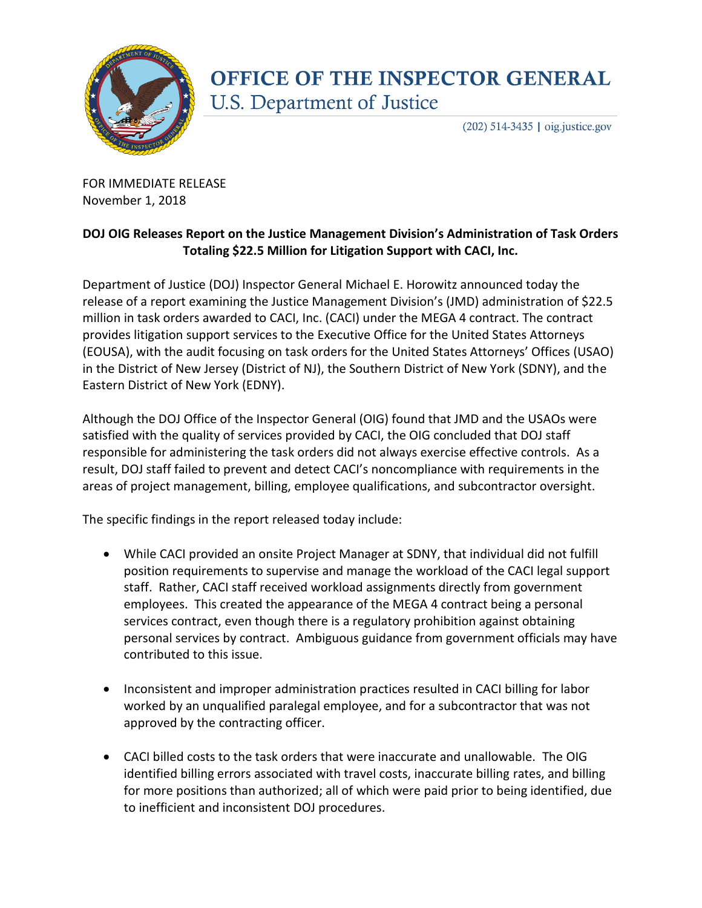# OFFICE OF THE INSPECTOR GENERAL
## U.S. Department of Justice

(202) 514-3435 | oig.justice.gov

FOR IMMEDIATE RELEASE
November 1, 2018

**DOJ OIG Releases Report on the Justice Management Division's Administration of Task Orders Totaling $22.5 Million for Litigation Support with CACI, Inc.**

Department of Justice (DOJ) Inspector General Michael E. Horowitz announced today the release of a report examining the Justice Management Division's (JMD) administration of $22.5 million in task orders awarded to CACI, Inc. (CACI) under the MEGA 4 contract. The contract provides litigation support services to the Executive Office for the United States Attorneys (EOUSA), with the audit focusing on task orders for the United States Attorneys' Offices (USAO) in the District of New Jersey (District of NJ), the Southern District of New York (SDNY), and the Eastern District of New York (EDNY).

Although the DOJ Office of the Inspector General (OIG) found that JMD and the USAOs were satisfied with the quality of services provided by CACI, the OIG concluded that DOJ staff responsible for administering the task orders did not always exercise effective controls. As a result, DOJ staff failed to prevent and detect CACI's noncompliance with requirements in the areas of project management, billing, employee qualifications, and subcontractor oversight.

The specific findings in the report released today include:

- While CACI provided an onsite Project Manager at SDNY, that individual did not fulfill position requirements to supervise and manage the workload of the CACI legal support staff. Rather, CACI staff received workload assignments directly from government employees. This created the appearance of the MEGA 4 contract being a personal services contract, even though there is a regulatory prohibition against obtaining personal services by contract. Ambiguous guidance from government officials may have contributed to this issue.

- Inconsistent and improper administration practices resulted in CACI billing for labor worked by an unqualified paralegal employee, and for a subcontractor that was not approved by the contracting officer.

- CACI billed costs to the task orders that were inaccurate and unallowable. The OIG identified billing errors associated with travel costs, inaccurate billing rates, and billing for more positions than authorized; all of which were paid prior to being identified, due to inefficient and inconsistent DOJ procedures.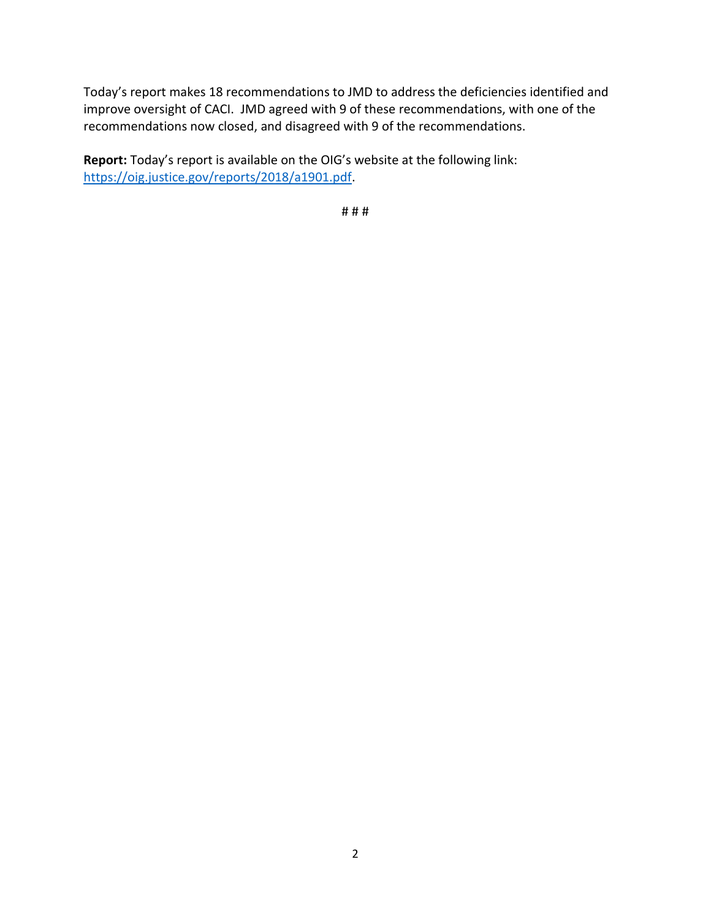Today's report makes 18 recommendations to JMD to address the deficiencies identified and improve oversight of CACI. JMD agreed with 9 of these recommendations, with one of the recommendations now closed, and disagreed with 9 of the recommendations.

**Report:** Today's report is available on the OIG's website at the following link: [https://oig.justice.gov/reports/2018/a1901.pdf](https://oig.justice.gov/reports/2018/a1901.pdf).

# # #